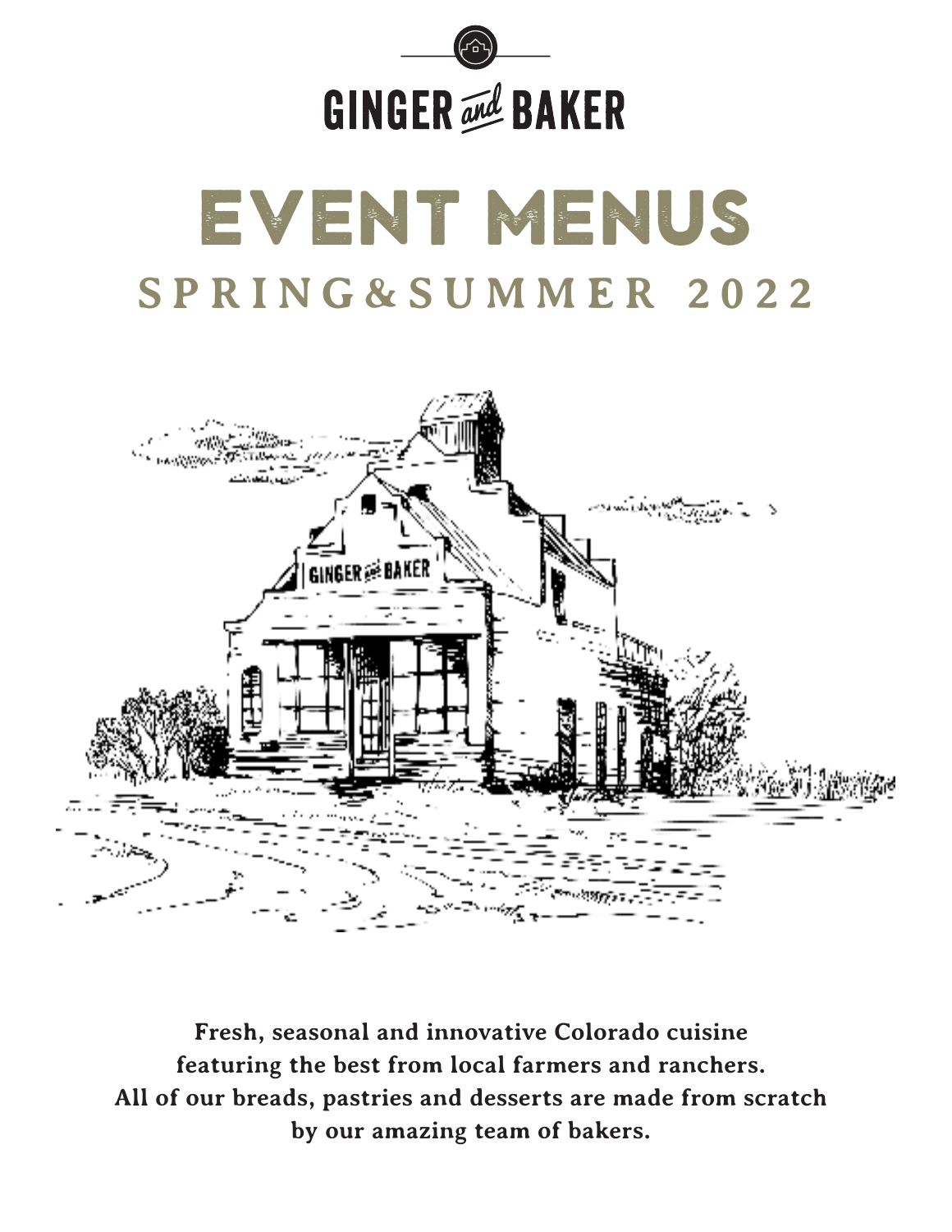# GINGER *and* BAKER

# EVENT MENUS

## SPRING & SUMMER 2022

**Fresh, seasonal and innovative Colorado cuisine featuring the best from local farmers and ranchers. All of our breads, pastries and desserts are made from scratch by our amazing team of bakers.**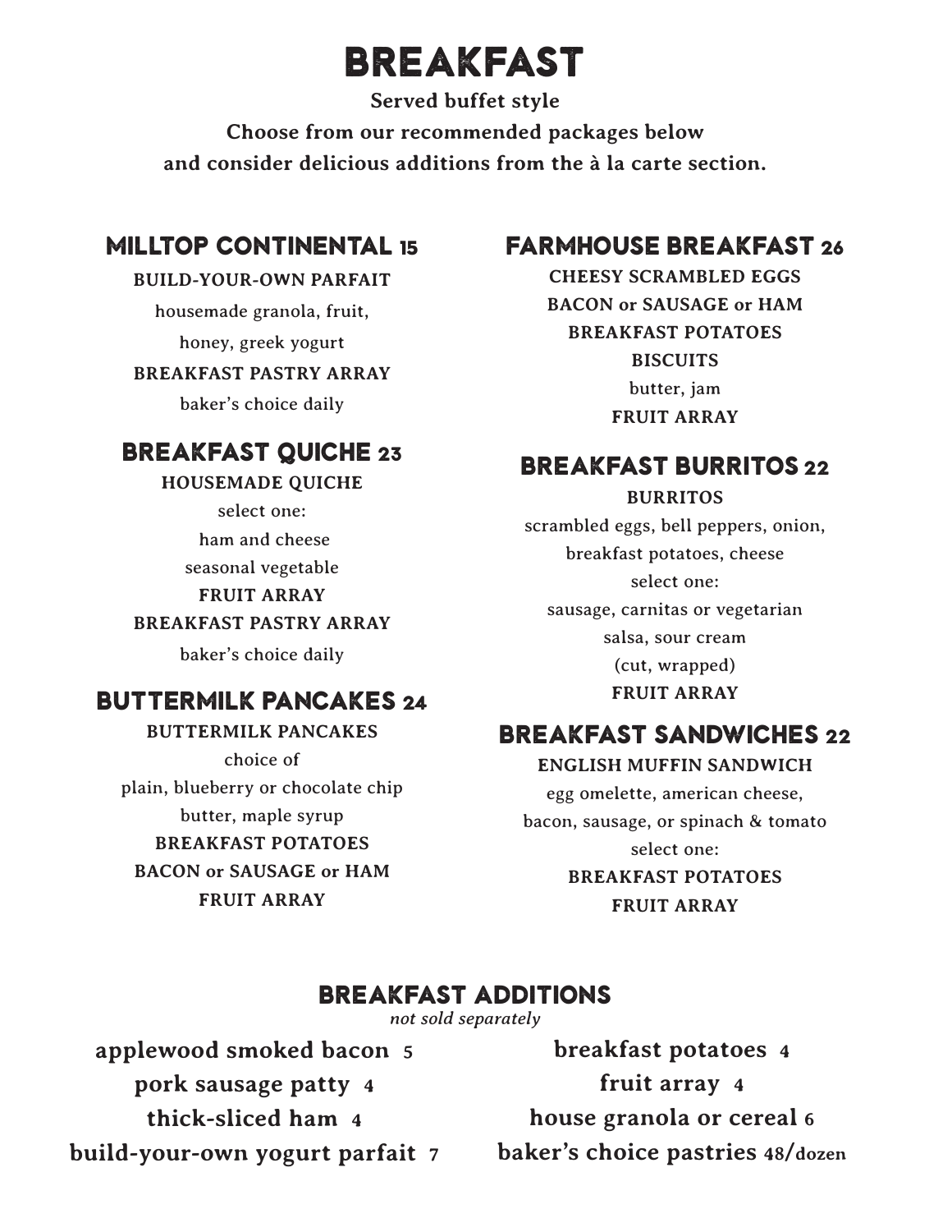# BREAKFAST

**Served buffet style**

**Choose from our recommended packages below and consider delicious additions from the à la carte section.**

## MILLTOP CONTINENTAL 15

**BUILD-YOUR-OWN PARFAIT**

housemade granola, fruit,

honey, greek yogurt

**BREAKFAST PASTRY ARRAY**

baker's choice daily

## BREAKFAST QUICHE 23

**HOUSEMADE QUICHE**

select one:

ham and cheese

seasonal vegetable

**FRUIT ARRAY**

**BREAKFAST PASTRY ARRAY**

baker's choice daily

## BUTTERMILK PANCAKES 24

**BUTTERMILK PANCAKES**

choice of

plain, blueberry or chocolate chip

butter, maple syrup

**BREAKFAST POTATOES**

**BACON or SAUSAGE or HAM**

**FRUIT ARRAY**

## FARMHOUSE BREAKFAST 26

**CHEESY SCRAMBLED EGGS**

**BACON or SAUSAGE or HAM**

**BREAKFAST POTATOES**

**BISCUITS**

butter, jam

**FRUIT ARRAY**

## BREAKFAST BURRITOS 22

**BURRITOS**

scrambled eggs, bell peppers, onion,

breakfast potatoes, cheese

select one:

sausage, carnitas or vegetarian

salsa, sour cream

(cut, wrapped)

**FRUIT ARRAY**

## BREAKFAST SANDWICHES 22

**ENGLISH MUFFIN SANDWICH**

egg omelette, american cheese,

bacon, sausage, or spinach & tomato

select one:

**BREAKFAST POTATOES**

**FRUIT ARRAY**

## BREAKFAST ADDITIONS

*not sold separately*

**applewood smoked bacon 5**

**pork sausage patty 4**

**thick-sliced ham 4**

**build-your-own yogurt parfait 7**

**breakfast potatoes 4**

**fruit array 4**

**house granola or cereal 6**

**baker's choice pastries 48/dozen**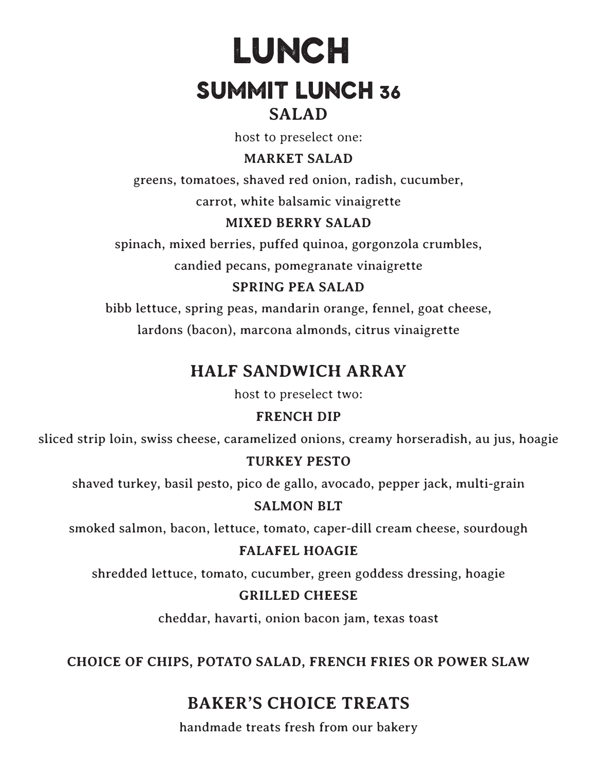# LUNCH

## SUMMIT LUNCH 36

### SALAD

host to preselect one:

**MARKET SALAD**

greens, tomatoes, shaved red onion, radish, cucumber, carrot, white balsamic vinaigrette

**MIXED BERRY SALAD**

spinach, mixed berries, puffed quinoa, gorgonzola crumbles, candied pecans, pomegranate vinaigrette

**SPRING PEA SALAD**

bibb lettuce, spring peas, mandarin orange, fennel, goat cheese, lardons (bacon), marcona almonds, citrus vinaigrette

### HALF SANDWICH ARRAY

host to preselect two:

**FRENCH DIP**

sliced strip loin, swiss cheese, caramelized onions, creamy horseradish, au jus, hoagie

**TURKEY PESTO**

shaved turkey, basil pesto, pico de gallo, avocado, pepper jack, multi-grain

**SALMON BLT**

smoked salmon, bacon, lettuce, tomato, caper-dill cream cheese, sourdough

**FALAFEL HOAGIE**

shredded lettuce, tomato, cucumber, green goddess dressing, hoagie

**GRILLED CHEESE**

cheddar, havarti, onion bacon jam, texas toast

**CHOICE OF CHIPS, POTATO SALAD, FRENCH FRIES OR POWER SLAW**

### BAKER'S CHOICE TREATS

handmade treats fresh from our bakery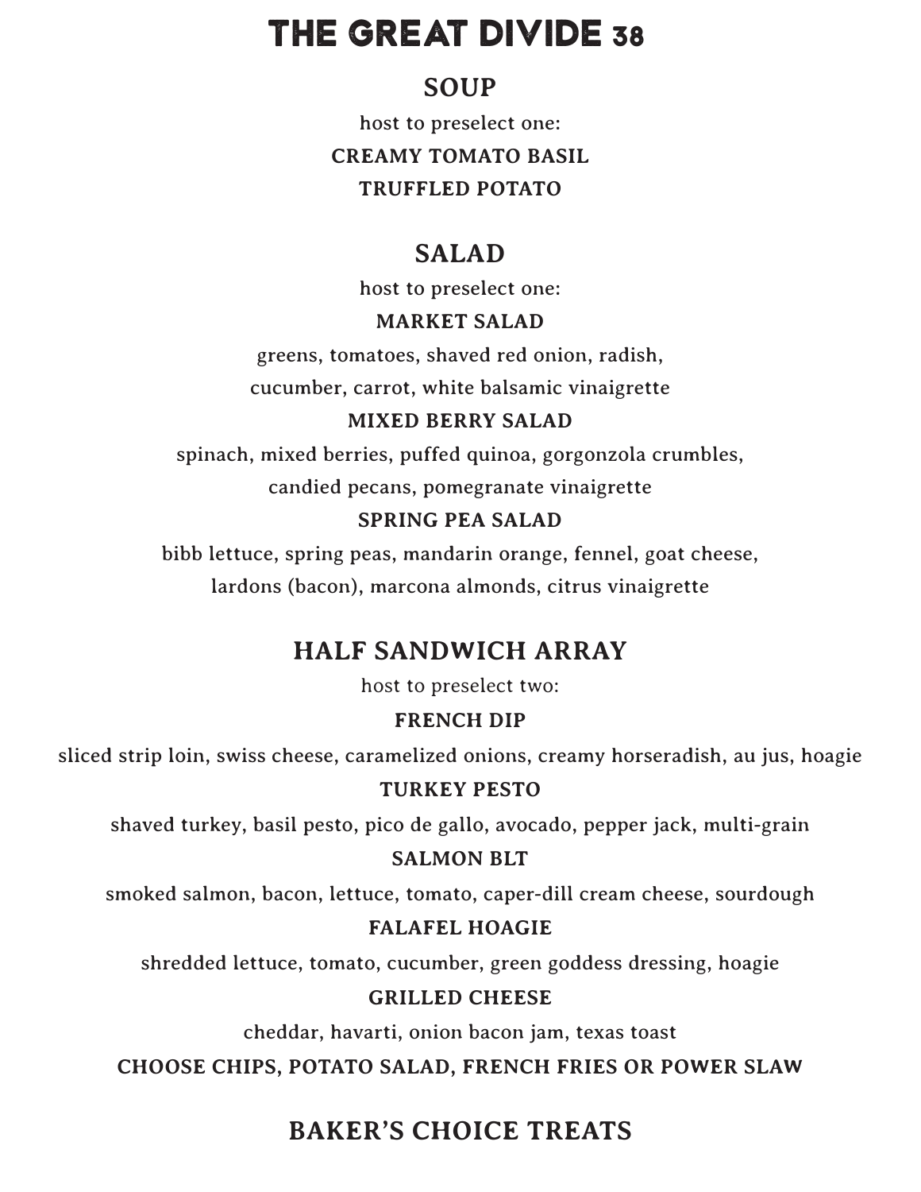# THE GREAT DIVIDE 38

## SOUP

host to preselect one:

**CREAMY TOMATO BASIL**

**TRUFFLED POTATO**

## SALAD

host to preselect one:

**MARKET SALAD**

greens, tomatoes, shaved red onion, radish,
cucumber, carrot, white balsamic vinaigrette

**MIXED BERRY SALAD**

spinach, mixed berries, puffed quinoa, gorgonzola crumbles,
candied pecans, pomegranate vinaigrette

**SPRING PEA SALAD**

bibb lettuce, spring peas, mandarin orange, fennel, goat cheese,
lardons (bacon), marcona almonds, citrus vinaigrette

## HALF SANDWICH ARRAY

host to preselect two:

**FRENCH DIP**

sliced strip loin, swiss cheese, caramelized onions, creamy horseradish, au jus, hoagie

**TURKEY PESTO**

shaved turkey, basil pesto, pico de gallo, avocado, pepper jack, multi-grain

**SALMON BLT**

smoked salmon, bacon, lettuce, tomato, caper-dill cream cheese, sourdough

**FALAFEL HOAGIE**

shredded lettuce, tomato, cucumber, green goddess dressing, hoagie

**GRILLED CHEESE**

cheddar, havarti, onion bacon jam, texas toast

**CHOOSE CHIPS, POTATO SALAD, FRENCH FRIES OR POWER SLAW**

## BAKER'S CHOICE TREATS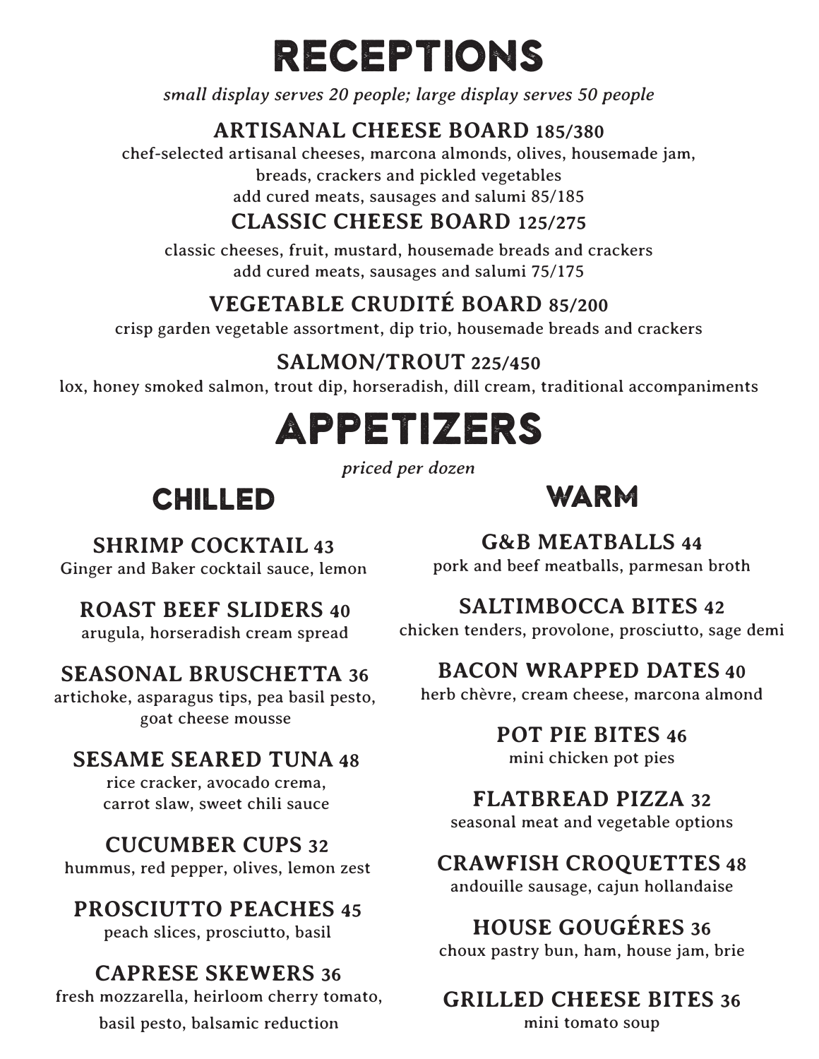# RECEPTIONS

*small display serves 20 people; large display serves 50 people*

### ARTISANAL CHEESE BOARD 185/380

chef-selected artisanal cheeses, marcona almonds, olives, housemade jam, breads, crackers and pickled vegetables
add cured meats, sausages and salumi 85/185

### CLASSIC CHEESE BOARD 125/275

classic cheeses, fruit, mustard, housemade breads and crackers
add cured meats, sausages and salumi 75/175

### VEGETABLE CRUDITÉ BOARD 85/200

crisp garden vegetable assortment, dip trio, housemade breads and crackers

### SALMON/TROUT 225/450

lox, honey smoked salmon, trout dip, horseradish, dill cream, traditional accompaniments

# APPETIZERS

*priced per dozen*

## CHILLED

### SHRIMP COCKTAIL 43

Ginger and Baker cocktail sauce, lemon

### ROAST BEEF SLIDERS 40

arugula, horseradish cream spread

### SEASONAL BRUSCHETTA 36

artichoke, asparagus tips, pea basil pesto, goat cheese mousse

### SESAME SEARED TUNA 48

rice cracker, avocado crema, carrot slaw, sweet chili sauce

### CUCUMBER CUPS 32

hummus, red pepper, olives, lemon zest

### PROSCIUTTO PEACHES 45

peach slices, prosciutto, basil

### CAPRESE SKEWERS 36

fresh mozzarella, heirloom cherry tomato, basil pesto, balsamic reduction

## WARM

### G&B MEATBALLS 44

pork and beef meatballs, parmesan broth

### SALTIMBOCCA BITES 42

chicken tenders, provolone, prosciutto, sage demi

### BACON WRAPPED DATES 40

herb chèvre, cream cheese, marcona almond

### POT PIE BITES 46

mini chicken pot pies

### FLATBREAD PIZZA 32

seasonal meat and vegetable options

### CRAWFISH CROQUETTES 48

andouille sausage, cajun hollandaise

### HOUSE GOUGÉRES 36

choux pastry bun, ham, house jam, brie

### GRILLED CHEESE BITES 36

mini tomato soup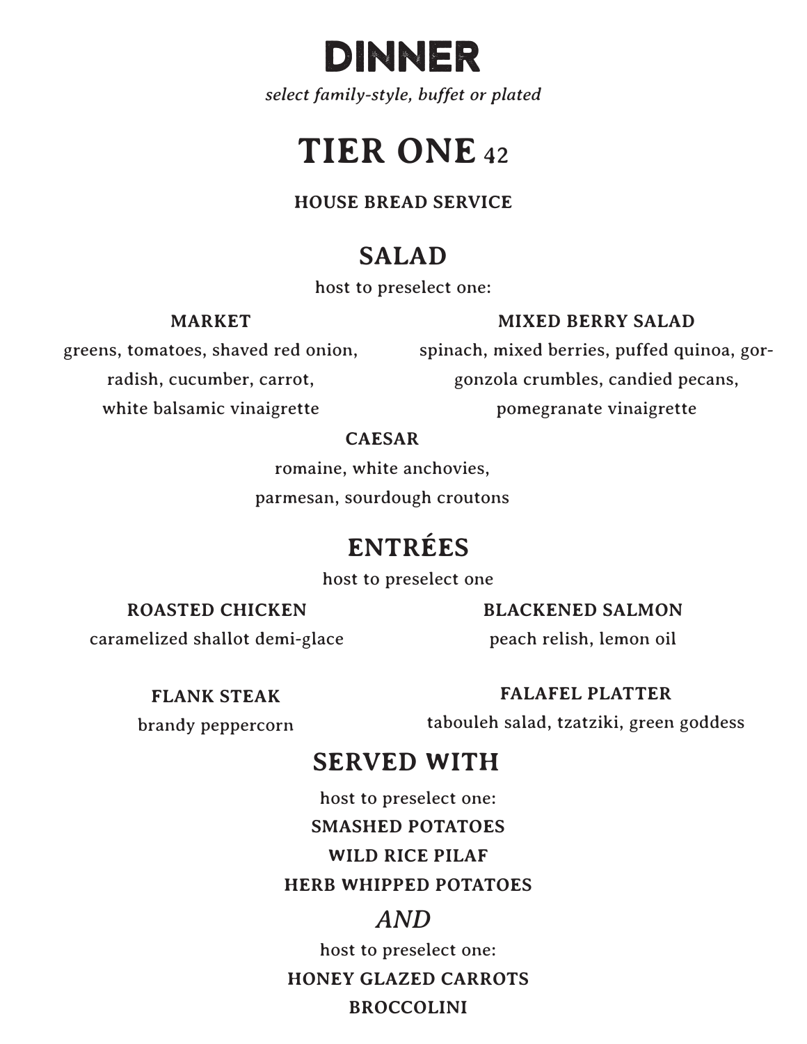# DINNER

*select family-style, buffet or plated*

## TIER ONE 42

**HOUSE BREAD SERVICE**

### SALAD

host to preselect one:

**MARKET**
greens, tomatoes, shaved red onion, radish, cucumber, carrot, white balsamic vinaigrette

**MIXED BERRY SALAD**
spinach, mixed berries, puffed quinoa, gorgonzola crumbles, candied pecans, pomegranate vinaigrette

**CAESAR**
romaine, white anchovies, parmesan, sourdough croutons

### ENTRÉES

host to preselect one

**ROASTED CHICKEN**
caramelized shallot demi-glace

**BLACKENED SALMON**
peach relish, lemon oil

**FLANK STEAK**
brandy peppercorn

**FALAFEL PLATTER**
tabouleh salad, tzatziki, green goddess

### SERVED WITH

host to preselect one:

**SMASHED POTATOES**
**WILD RICE PILAF**
**HERB WHIPPED POTATOES**

*AND*

host to preselect one:

**HONEY GLAZED CARROTS**
**BROCCOLINI**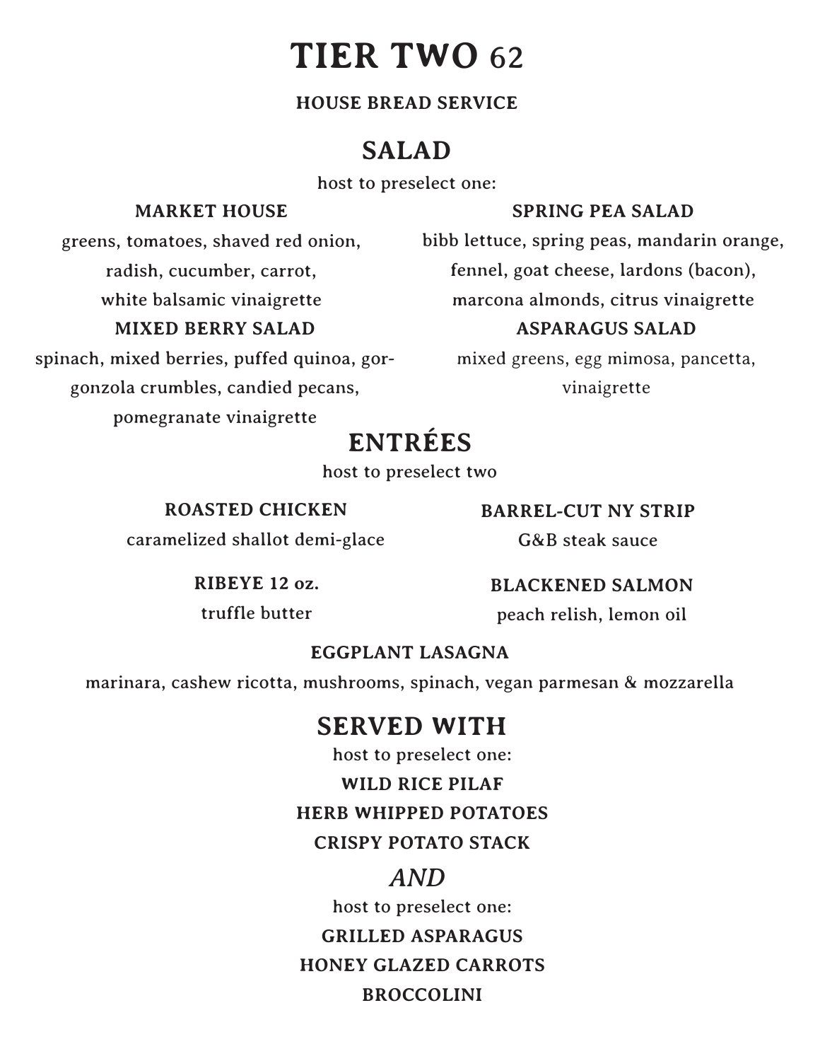# TIER TWO 62

**HOUSE BREAD SERVICE**

## SALAD

host to preselect one:

**MARKET HOUSE**

greens, tomatoes, shaved red onion, radish, cucumber, carrot, white balsamic vinaigrette

**MIXED BERRY SALAD**

spinach, mixed berries, puffed quinoa, gorgonzola crumbles, candied pecans, pomegranate vinaigrette

**SPRING PEA SALAD**

bibb lettuce, spring peas, mandarin orange, fennel, goat cheese, lardons (bacon), marcona almonds, citrus vinaigrette

**ASPARAGUS SALAD**

mixed greens, egg mimosa, pancetta, vinaigrette

## ENTRÉES

host to preselect two

**ROASTED CHICKEN**

caramelized shallot demi-glace

**RIBEYE 12 oz.**

truffle butter

**BARREL-CUT NY STRIP**

G&B steak sauce

**BLACKENED SALMON**

peach relish, lemon oil

**EGGPLANT LASAGNA**

marinara, cashew ricotta, mushrooms, spinach, vegan parmesan & mozzarella

## SERVED WITH

host to preselect one:

**WILD RICE PILAF**

**HERB WHIPPED POTATOES**

**CRISPY POTATO STACK**

*AND*

host to preselect one:

**GRILLED ASPARAGUS**

**HONEY GLAZED CARROTS**

**BROCCOLINI**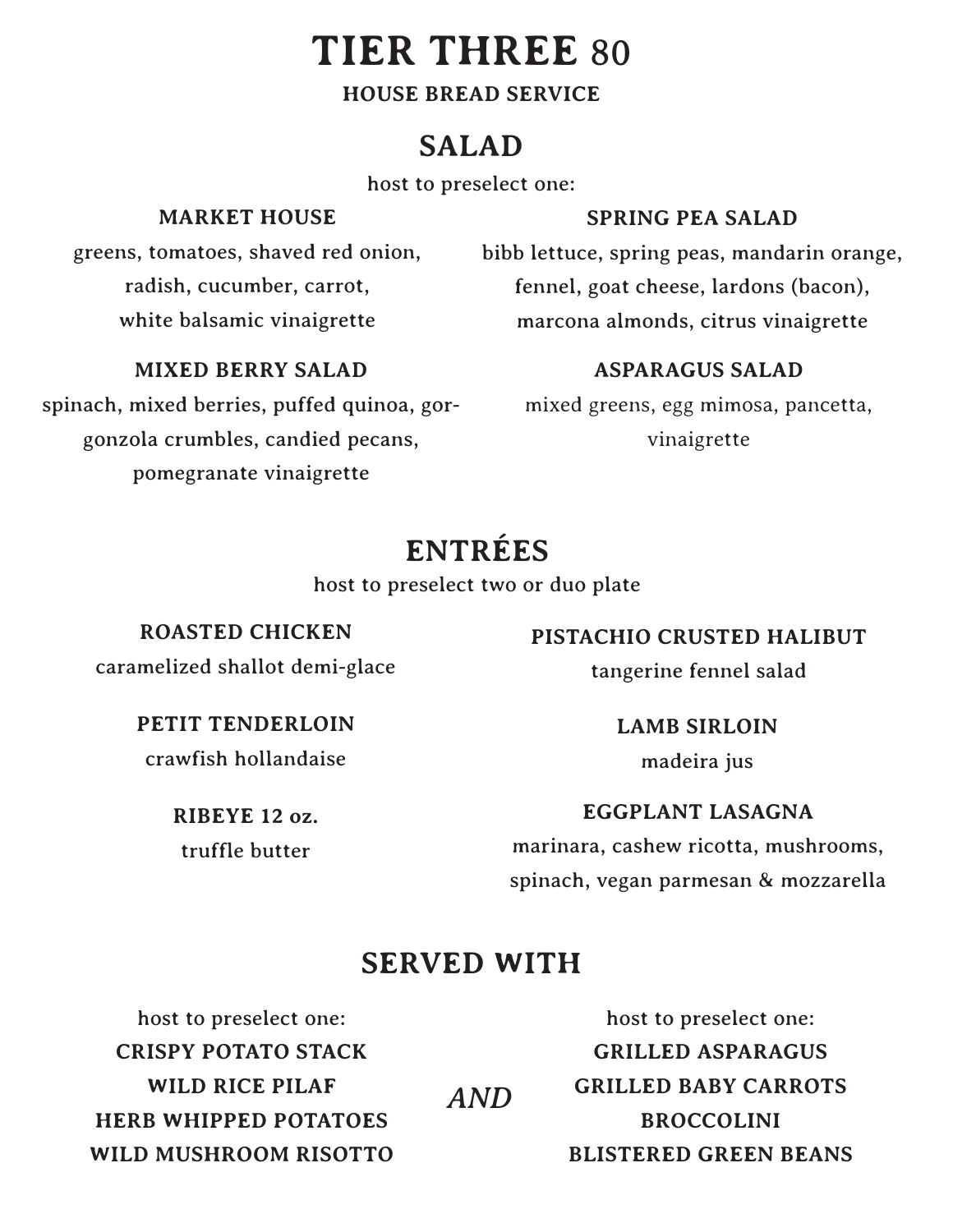# TIER THREE 80

**HOUSE BREAD SERVICE**

## SALAD

host to preselect one:

**MARKET HOUSE**
greens, tomatoes, shaved red onion, radish, cucumber, carrot, white balsamic vinaigrette

**SPRING PEA SALAD**
bibb lettuce, spring peas, mandarin orange, fennel, goat cheese, lardons (bacon), marcona almonds, citrus vinaigrette

**MIXED BERRY SALAD**
spinach, mixed berries, puffed quinoa, gorgonzola crumbles, candied pecans, pomegranate vinaigrette

**ASPARAGUS SALAD**
mixed greens, egg mimosa, pancetta, vinaigrette

## ENTRÉES

host to preselect two or duo plate

**ROASTED CHICKEN**
caramelized shallot demi-glace

**PETIT TENDERLOIN**
crawfish hollandaise

**RIBEYE 12 oz.**
truffle butter

**PISTACHIO CRUSTED HALIBUT**
tangerine fennel salad

**LAMB SIRLOIN**
madeira jus

**EGGPLANT LASAGNA**
marinara, cashew ricotta, mushrooms, spinach, vegan parmesan & mozzarella

## SERVED WITH

host to preselect one:

**CRISPY POTATO STACK**
**WILD RICE PILAF**
**HERB WHIPPED POTATOES**
**WILD MUSHROOM RISOTTO**

*AND*

host to preselect one:

**GRILLED ASPARAGUS**
**GRILLED BABY CARROTS**
**BROCCOLINI**
**BLISTERED GREEN BEANS**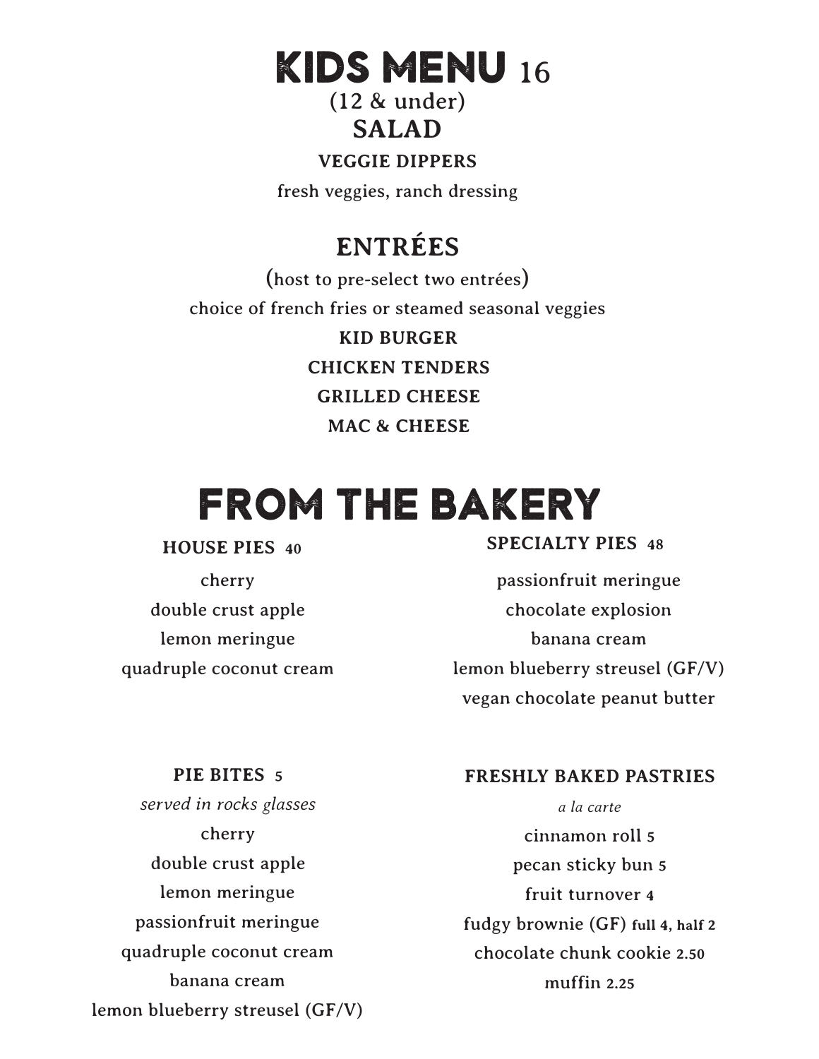# KIDS MENU 16

(12 & under)

## SALAD

**VEGGIE DIPPERS**

fresh veggies, ranch dressing

## ENTRÉES

(host to pre-select two entrées)

choice of french fries or steamed seasonal veggies

**KID BURGER**

**CHICKEN TENDERS**

**GRILLED CHEESE**

**MAC & CHEESE**

# FROM THE BAKERY

### HOUSE PIES 40

cherry

double crust apple

lemon meringue

quadruple coconut cream

### SPECIALTY PIES 48

passionfruit meringue

chocolate explosion

banana cream

lemon blueberry streusel (GF/V)

vegan chocolate peanut butter

### PIE BITES 5

*served in rocks glasses*

cherry

double crust apple

lemon meringue

passionfruit meringue

quadruple coconut cream

banana cream

lemon blueberry streusel (GF/V)

### FRESHLY BAKED PASTRIES

*a la carte*

cinnamon roll **5**

pecan sticky bun **5**

fruit turnover **4**

fudgy brownie (GF) **full 4, half 2**

chocolate chunk cookie **2.50**

muffin **2.25**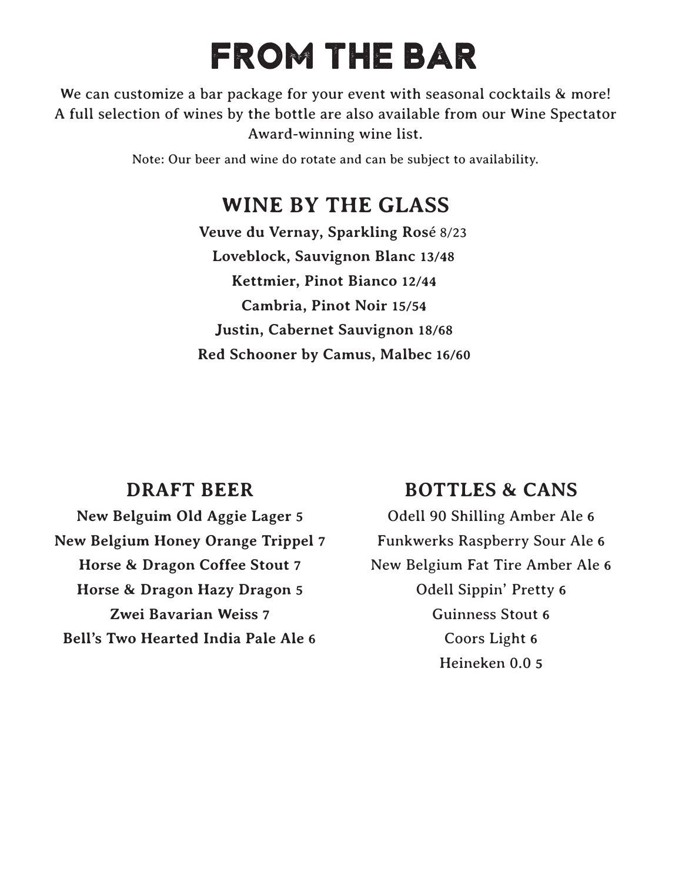# FROM THE BAR

We can customize a bar package for your event with seasonal cocktails & more! A full selection of wines by the bottle are also available from our Wine Spectator Award-winning wine list.

Note: Our beer and wine do rotate and can be subject to availability.

## WINE BY THE GLASS

**Veuve du Vernay, Sparkling Rosé** 8/23

**Loveblock, Sauvignon Blanc** 13/48

**Kettmier, Pinot Bianco** 12/44

**Cambria, Pinot Noir** 15/54

**Justin, Cabernet Sauvignon** 18/68

**Red Schooner by Camus, Malbec** 16/60

## DRAFT BEER

**New Belguim Old Aggie Lager** 5

**New Belgium Honey Orange Trippel** 7

**Horse & Dragon Coffee Stout** 7

**Horse & Dragon Hazy Dragon** 5

**Zwei Bavarian Weiss** 7

**Bell's Two Hearted India Pale Ale** 6

## BOTTLES & CANS

Odell 90 Shilling Amber Ale 6

Funkwerks Raspberry Sour Ale 6

New Belgium Fat Tire Amber Ale 6

Odell Sippin' Pretty 6

Guinness Stout 6

Coors Light 6

Heineken 0.0 5